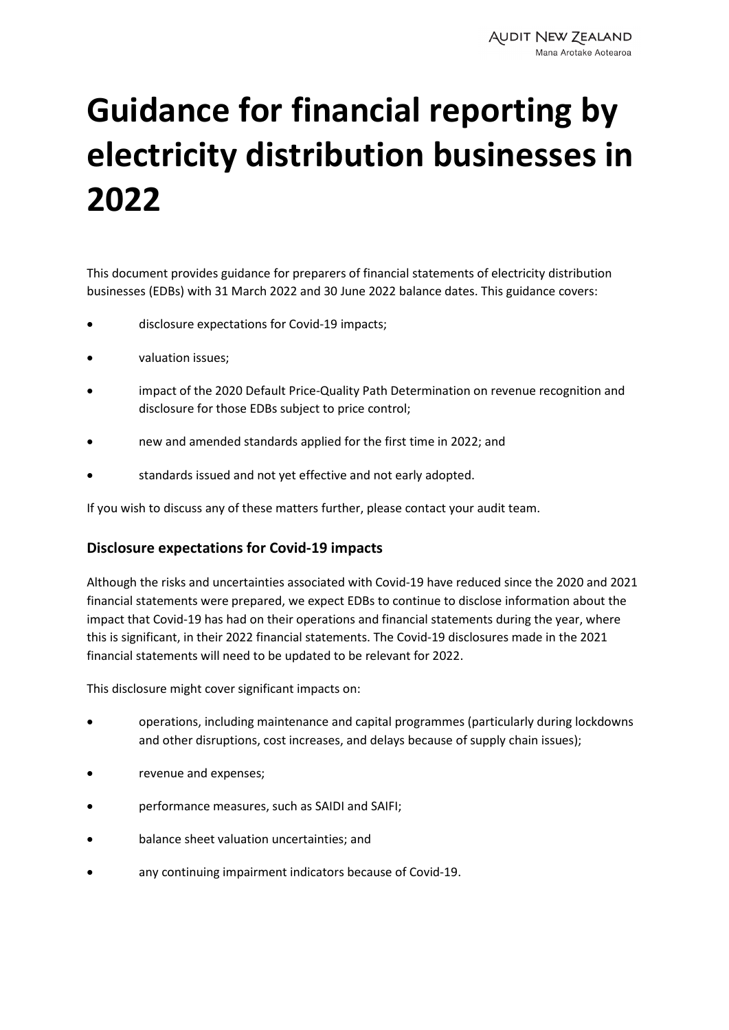# Guidance for financial reporting by electricity distribution businesses in 2022

This document provides guidance for preparers of financial statements of electricity distribution businesses (EDBs) with 31 March 2022 and 30 June 2022 balance dates. This guidance covers:

- disclosure expectations for Covid-19 impacts;
- valuation issues;
- impact of the 2020 Default Price-Quality Path Determination on revenue recognition and disclosure for those EDBs subject to price control;
- new and amended standards applied for the first time in 2022; and
- standards issued and not yet effective and not early adopted.

If you wish to discuss any of these matters further, please contact your audit team.

## Disclosure expectations for Covid-19 impacts

Although the risks and uncertainties associated with Covid-19 have reduced since the 2020 and 2021 financial statements were prepared, we expect EDBs to continue to disclose information about the impact that Covid-19 has had on their operations and financial statements during the year, where this is significant, in their 2022 financial statements. The Covid-19 disclosures made in the 2021 financial statements will need to be updated to be relevant for 2022.

This disclosure might cover significant impacts on:

- operations, including maintenance and capital programmes (particularly during lockdowns and other disruptions, cost increases, and delays because of supply chain issues);
- revenue and expenses;
- performance measures, such as SAIDI and SAIFI;
- balance sheet valuation uncertainties; and
- any continuing impairment indicators because of Covid-19.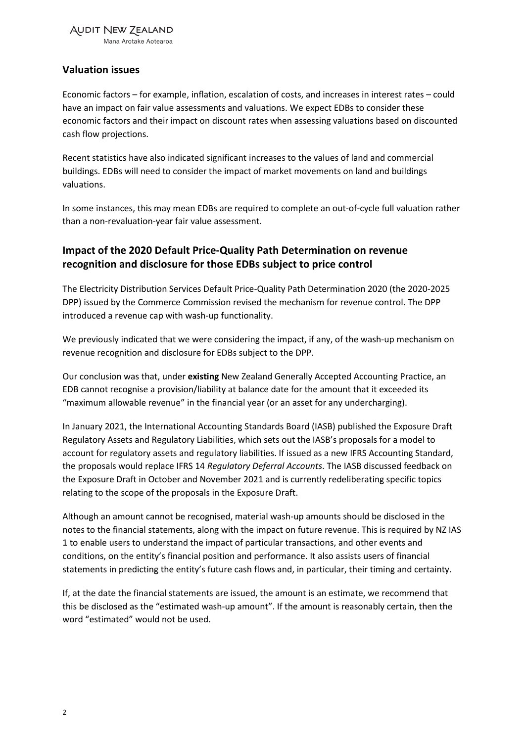## Valuation issues

Economic factors – for example, inflation, escalation of costs, and increases in interest rates – could have an impact on fair value assessments and valuations. We expect EDBs to consider these economic factors and their impact on discount rates when assessing valuations based on discounted cash flow projections.

Recent statistics have also indicated significant increases to the values of land and commercial buildings. EDBs will need to consider the impact of market movements on land and buildings valuations.

In some instances, this may mean EDBs are required to complete an out-of-cycle full valuation rather than a non-revaluation-year fair value assessment.

## Impact of the 2020 Default Price-Quality Path Determination on revenue recognition and disclosure for those EDBs subject to price control

The Electricity Distribution Services Default Price-Quality Path Determination 2020 (the 2020-2025 DPP) issued by the Commerce Commission revised the mechanism for revenue control. The DPP introduced a revenue cap with wash-up functionality.

We previously indicated that we were considering the impact, if any, of the wash-up mechanism on revenue recognition and disclosure for EDBs subject to the DPP.

Our conclusion was that, under **existing** New Zealand Generally Accepted Accounting Practice, an EDB cannot recognise a provision/liability at balance date for the amount that it exceeded its "maximum allowable revenue" in the financial year (or an asset for any undercharging).

In January 2021, the International Accounting Standards Board (IASB) published the Exposure Draft Regulatory Assets and Regulatory Liabilities, which sets out the IASB's proposals for a model to account for regulatory assets and regulatory liabilities. If issued as a new IFRS Accounting Standard, the proposals would replace IFRS 14 *Regulatory Deferral Accounts*. The IASB discussed feedback on the Exposure Draft in October and November 2021 and is currently redeliberating specific topics relating to the scope of the proposals in the Exposure Draft.

Although an amount cannot be recognised, material wash-up amounts should be disclosed in the notes to the financial statements, along with the impact on future revenue. This is required by NZ IAS 1 to enable users to understand the impact of particular transactions, and other events and conditions, on the entity's financial position and performance. It also assists users of financial statements in predicting the entity's future cash flows and, in particular, their timing and certainty.

If, at the date the financial statements are issued, the amount is an estimate, we recommend that this be disclosed as the "estimated wash-up amount". If the amount is reasonably certain, then the word "estimated" would not be used.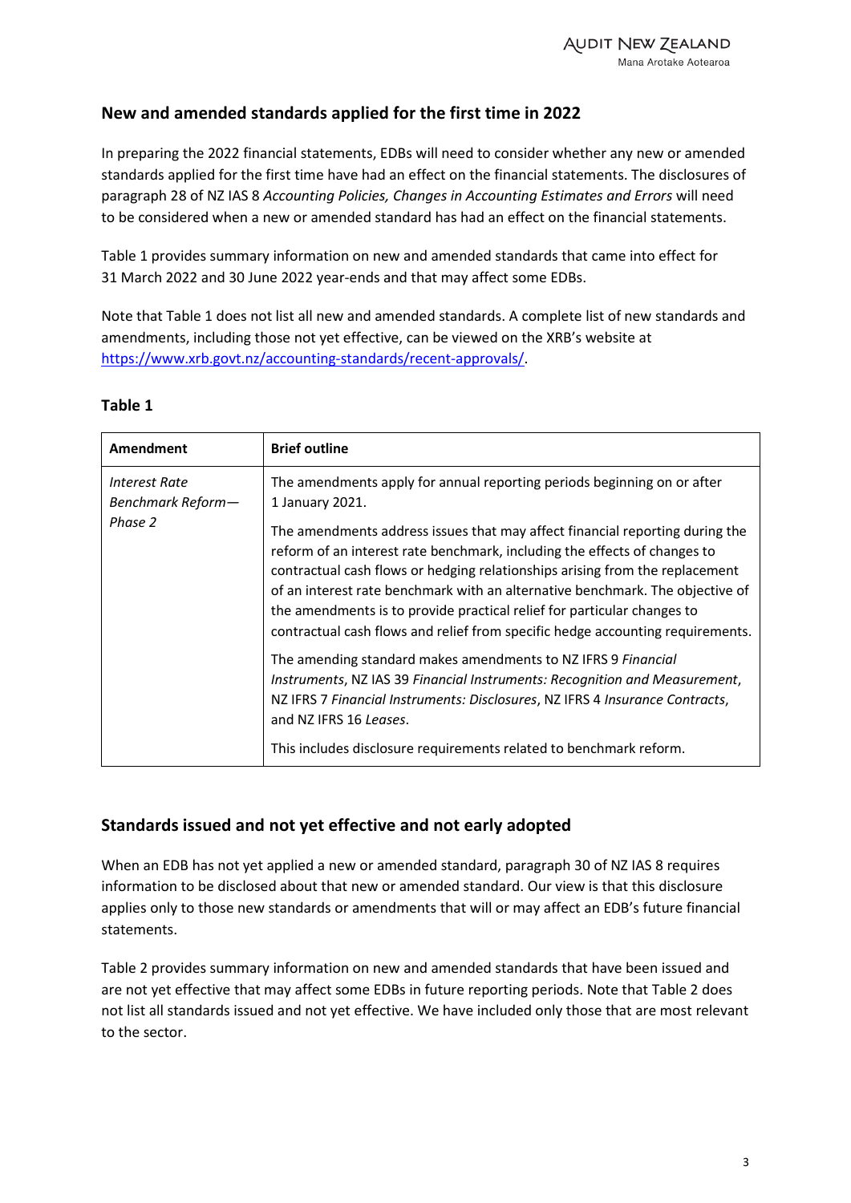## New and amended standards applied for the first time in 2022

In preparing the 2022 financial statements, EDBs will need to consider whether any new or amended standards applied for the first time have had an effect on the financial statements. The disclosures of paragraph 28 of NZ IAS 8 *Accounting Policies, Changes in Accounting Estimates and Errors* will need to be considered when a new or amended standard has had an effect on the financial statements.

Table 1 provides summary information on new and amended standards that came into effect for 31 March 2022 and 30 June 2022 year-ends and that may affect some EDBs.

Note that Table 1 does not list all new and amended standards. A complete list of new standards and amendments, including those not yet effective, can be viewed on the XRB's website at https://www.xrb.govt.nz/accounting-standards/recent-approvals/.

### Table 1

| Amendment | Brief outline |
|---|---|
| *Interest Rate Benchmark Reform—Phase 2* | The amendments apply for annual reporting periods beginning on or after 1 January 2021.<br><br>The amendments address issues that may affect financial reporting during the reform of an interest rate benchmark, including the effects of changes to contractual cash flows or hedging relationships arising from the replacement of an interest rate benchmark with an alternative benchmark. The objective of the amendments is to provide practical relief for particular changes to contractual cash flows and relief from specific hedge accounting requirements.<br><br>The amending standard makes amendments to NZ IFRS 9 *Financial Instruments*, NZ IAS 39 *Financial Instruments: Recognition and Measurement*, NZ IFRS 7 *Financial Instruments: Disclosures*, NZ IFRS 4 *Insurance Contracts*, and NZ IFRS 16 *Leases*.<br><br>This includes disclosure requirements related to benchmark reform. |

## Standards issued and not yet effective and not early adopted

When an EDB has not yet applied a new or amended standard, paragraph 30 of NZ IAS 8 requires information to be disclosed about that new or amended standard. Our view is that this disclosure applies only to those new standards or amendments that will or may affect an EDB's future financial statements.

Table 2 provides summary information on new and amended standards that have been issued and are not yet effective that may affect some EDBs in future reporting periods. Note that Table 2 does not list all standards issued and not yet effective. We have included only those that are most relevant to the sector.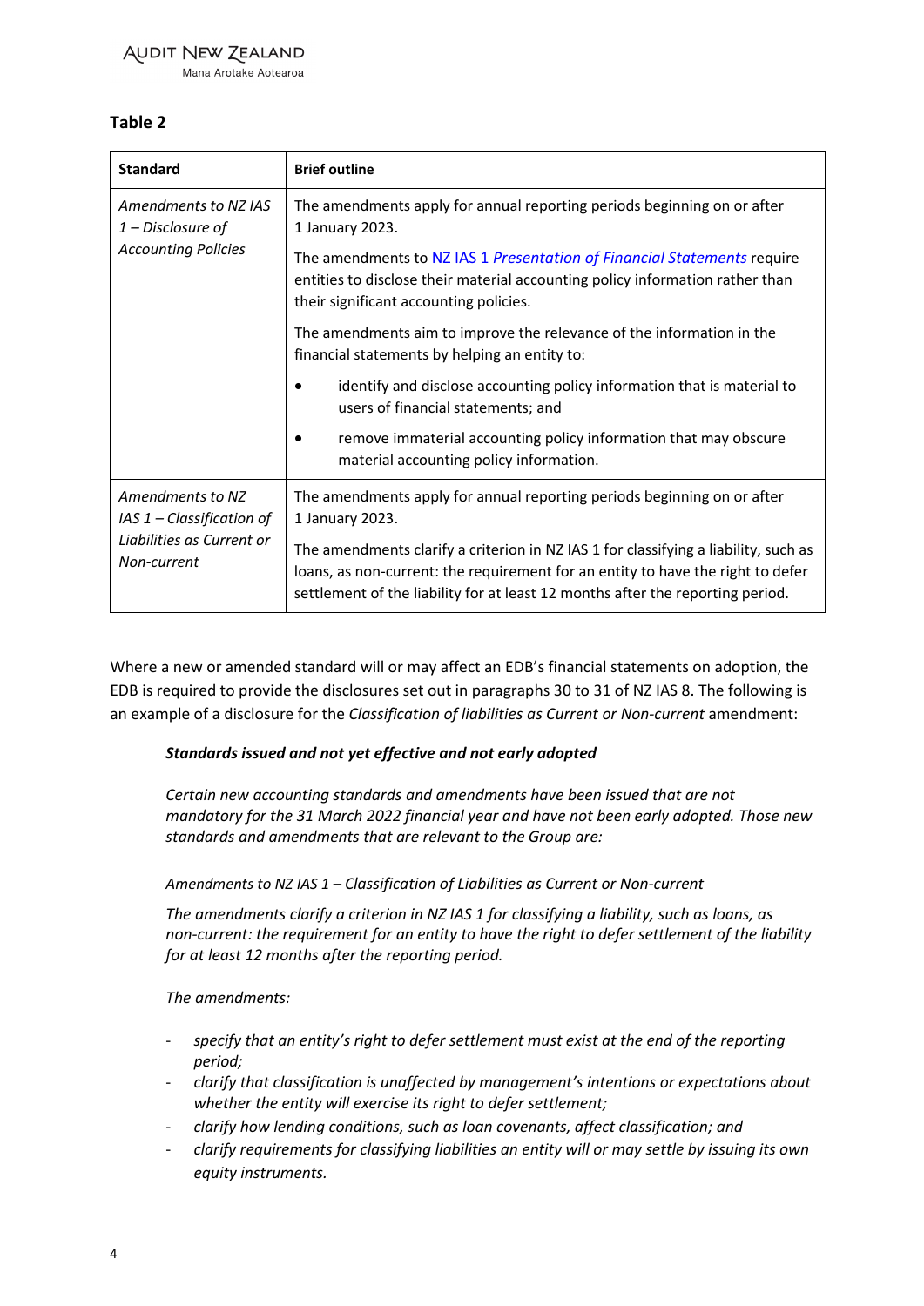## Table 2

| **Standard** | **Brief outline** |
| --- | --- |
| *Amendments to NZ IAS 1 – Disclosure of Accounting Policies* | The amendments apply for annual reporting periods beginning on or after 1 January 2023.<br><br>The amendments to [NZ IAS 1 *Presentation of Financial Statements*]() require entities to disclose their material accounting policy information rather than their significant accounting policies.<br><br>The amendments aim to improve the relevance of the information in the financial statements by helping an entity to:<br><br>• identify and disclose accounting policy information that is material to users of financial statements; and<br><br>• remove immaterial accounting policy information that may obscure material accounting policy information. |
| *Amendments to NZ IAS 1 – Classification of Liabilities as Current or Non-current* | The amendments apply for annual reporting periods beginning on or after 1 January 2023.<br><br>The amendments clarify a criterion in NZ IAS 1 for classifying a liability, such as loans, as non-current: the requirement for an entity to have the right to defer settlement of the liability for at least 12 months after the reporting period. |

Where a new or amended standard will or may affect an EDB's financial statements on adoption, the EDB is required to provide the disclosures set out in paragraphs 30 to 31 of NZ IAS 8. The following is an example of a disclosure for the *Classification of liabilities as Current or Non-current* amendment:

> ***Standards issued and not yet effective and not early adopted***
>
> *Certain new accounting standards and amendments have been issued that are not mandatory for the 31 March 2022 financial year and have not been early adopted. Those new standards and amendments that are relevant to the Group are:*
>
> <u>*Amendments to NZ IAS 1 – Classification of Liabilities as Current or Non-current*</u>
>
> *The amendments clarify a criterion in NZ IAS 1 for classifying a liability, such as loans, as non-current: the requirement for an entity to have the right to defer settlement of the liability for at least 12 months after the reporting period.*
>
> *The amendments:*
>
> - *specify that an entity's right to defer settlement must exist at the end of the reporting period;*
> - *clarify that classification is unaffected by management's intentions or expectations about whether the entity will exercise its right to defer settlement;*
> - *clarify how lending conditions, such as loan covenants, affect classification; and*
> - *clarify requirements for classifying liabilities an entity will or may settle by issuing its own equity instruments.*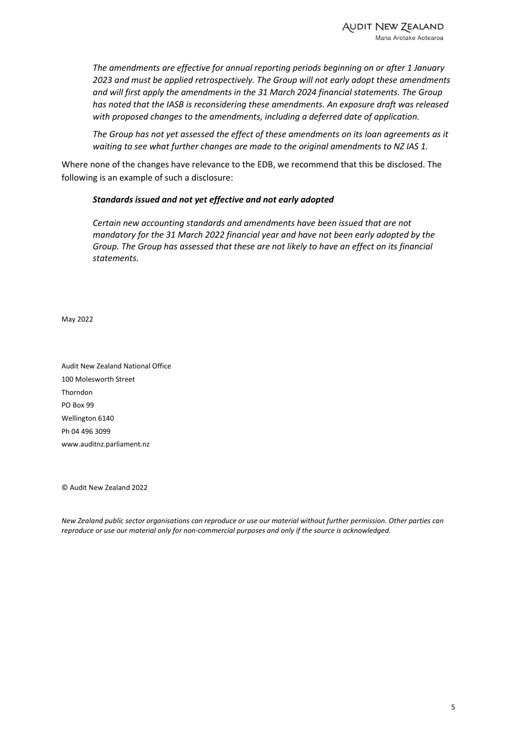*The amendments are effective for annual reporting periods beginning on or after 1 January 2023 and must be applied retrospectively. The Group will not early adopt these amendments and will first apply the amendments in the 31 March 2024 financial statements. The Group has noted that the IASB is reconsidering these amendments. An exposure draft was released with proposed changes to the amendments, including a deferred date of application.*

*The Group has not yet assessed the effect of these amendments on its loan agreements as it waiting to see what further changes are made to the original amendments to NZ IAS 1.*

Where none of the changes have relevance to the EDB, we recommend that this be disclosed. The following is an example of such a disclosure:

***Standards issued and not yet effective and not early adopted***

*Certain new accounting standards and amendments have been issued that are not mandatory for the 31 March 2022 financial year and have not been early adopted by the Group. The Group has assessed that these are not likely to have an effect on its financial statements.*

May 2022

Audit New Zealand National Office
100 Molesworth Street
Thorndon
PO Box 99
Wellington 6140
Ph 04 496 3099
www.auditnz.parliament.nz

© Audit New Zealand 2022

*New Zealand public sector organisations can reproduce or use our material without further permission. Other parties can reproduce or use our material only for non-commercial purposes and only if the source is acknowledged.*